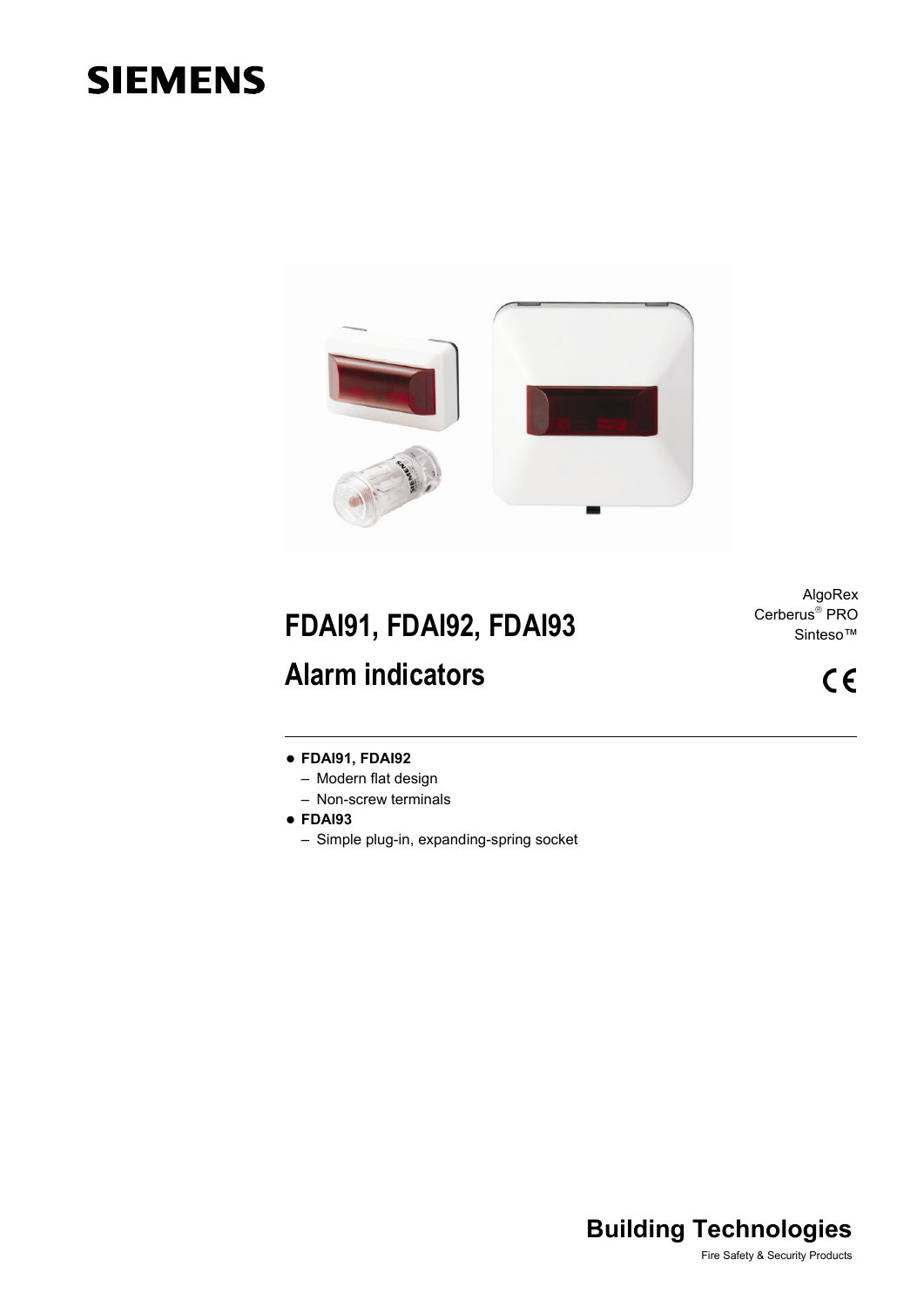SIEMENS

AlgoRex
Cerberus® PRO
Sinteso™

# FDAI91, FDAI92, FDAI93

# Alarm indicators

CE

- **FDAI91, FDAI92**
  - Modern flat design
  - Non-screw terminals
- **FDAI93**
  - Simple plug-in, expanding-spring socket

**Building Technologies**

Fire Safety & Security Products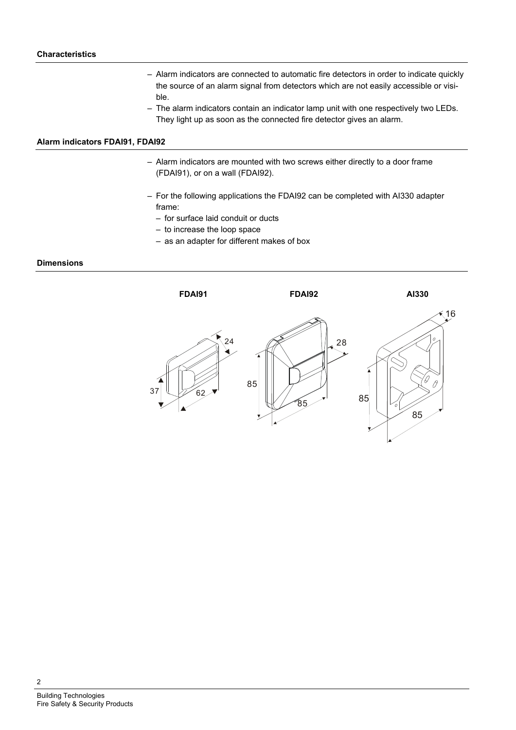## Characteristics

- Alarm indicators are connected to automatic fire detectors in order to indicate quickly the source of an alarm signal from detectors which are not easily accessible or visible.
- The alarm indicators contain an indicator lamp unit with one respectively two LEDs. They light up as soon as the connected fire detector gives an alarm.

## Alarm indicators FDAI91, FDAI92

- Alarm indicators are mounted with two screws either directly to a door frame (FDAI91), or on a wall (FDAI92).
- For the following applications the FDAI92 can be completed with AI330 adapter frame:
  - for surface laid conduit or ducts
  - to increase the loop space
  - as an adapter for different makes of box

## Dimensions

FDAI91 FDAI92 AI330

24 37 62 28 85 85 16 85 85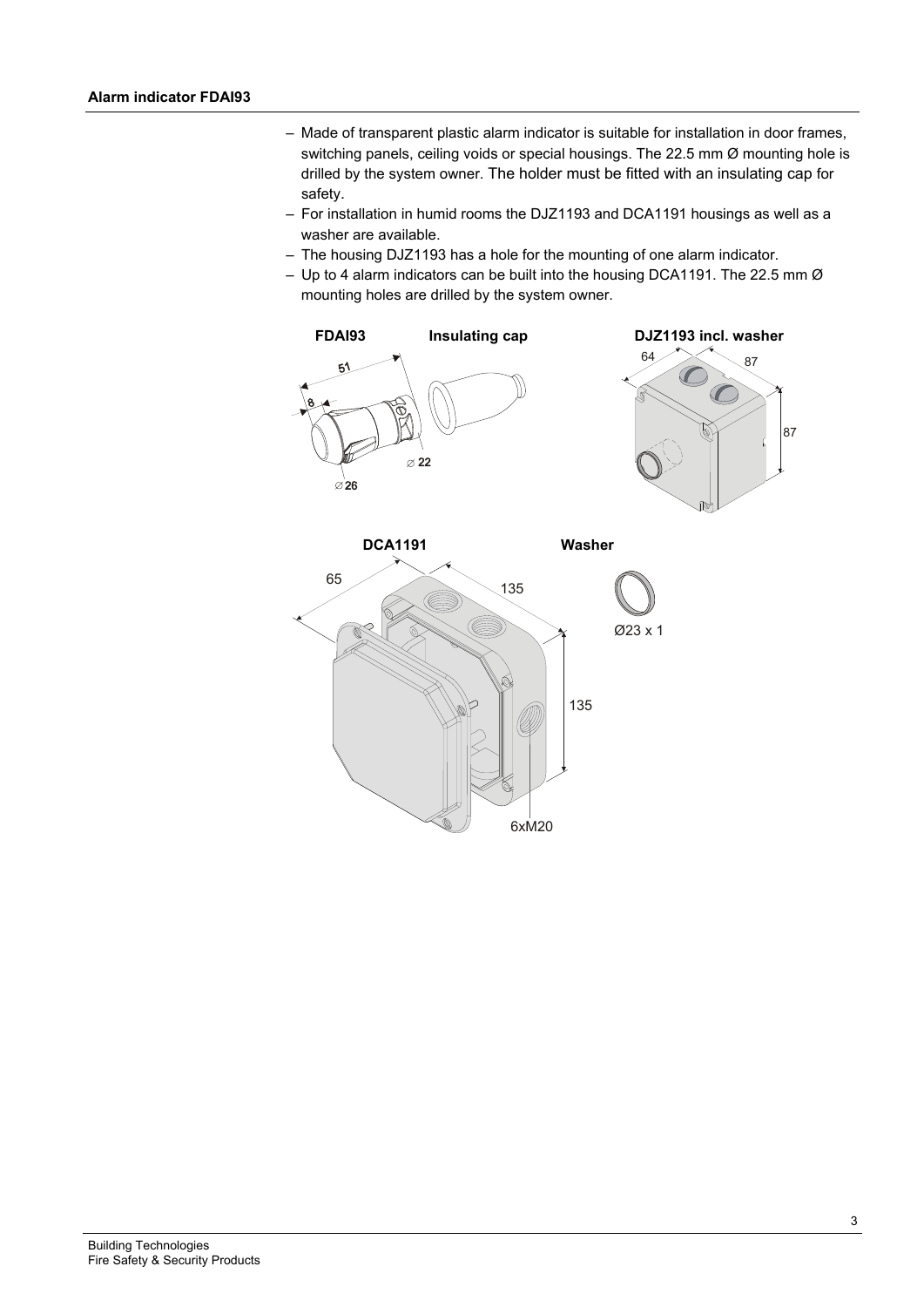## Alarm indicator FDAI93

- Made of transparent plastic alarm indicator is suitable for installation in door frames, switching panels, ceiling voids or special housings. The 22.5 mm Ø mounting hole is drilled by the system owner. The holder must be fitted with an insulating cap for safety.
- For installation in humid rooms the DJZ1193 and DCA1191 housings as well as a washer are available.
- The housing DJZ1193 has a hole for the mounting of one alarm indicator.
- Up to 4 alarm indicators can be built into the housing DCA1191. The 22.5 mm Ø mounting holes are drilled by the system owner.

**FDAI93** **Insulating cap** **DJZ1193 incl. washer**

51 8 ∅ 22 ∅ 26 64 87 87

**DCA1191** **Washer**

65 135 135 6xM20 Ø23 x 1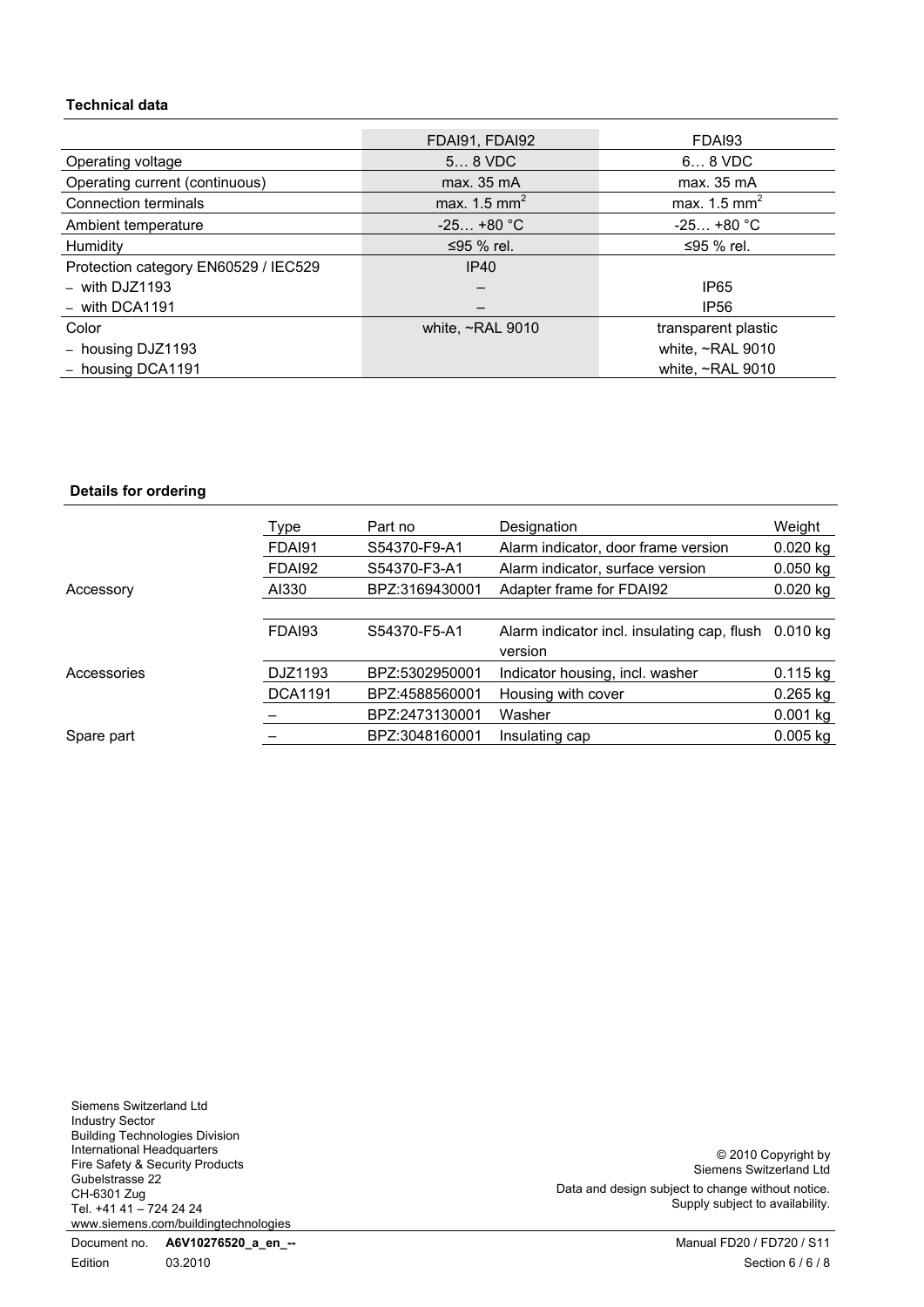**Technical data**

| | FDAI91, FDAI92 | FDAI93 |
|---|---|---|
| Operating voltage | 5… 8 VDC | 6… 8 VDC |
| Operating current (continuous) | max. 35 mA | max. 35 mA |
| Connection terminals | max. 1.5 mm$^2$ | max. 1.5 mm$^2$ |
| Ambient temperature | -25… +80 °C | -25… +80 °C |
| Humidity | ≤95 % rel. | ≤95 % rel. |
| Protection category EN60529 / IEC529 | IP40 | |
| – with DJZ1193 | – | IP65 |
| – with DCA1191 | – | IP56 |
| Color | white, ~RAL 9010 | transparent plastic |
| – housing DJZ1193 | | white, ~RAL 9010 |
| – housing DCA1191 | | white, ~RAL 9010 |

**Details for ordering**

| | Type | Part no | Designation | Weight |
|---|---|---|---|---|
| | FDAI91 | S54370-F9-A1 | Alarm indicator, door frame version | 0.020 kg |
| | FDAI92 | S54370-F3-A1 | Alarm indicator, surface version | 0.050 kg |
| Accessory | AI330 | BPZ:3169430001 | Adapter frame for FDAI92 | 0.020 kg |
| | FDAI93 | S54370-F5-A1 | Alarm indicator incl. insulating cap, flush version | 0.010 kg |
| Accessories | DJZ1193 | BPZ:5302950001 | Indicator housing, incl. washer | 0.115 kg |
| | DCA1191 | BPZ:4588560001 | Housing with cover | 0.265 kg |
| | – | BPZ:2473130001 | Washer | 0.001 kg |
| Spare part | – | BPZ:3048160001 | Insulating cap | 0.005 kg |

Siemens Switzerland Ltd
Industry Sector
Building Technologies Division
International Headquarters
Fire Safety & Security Products
Gubelstrasse 22
CH-6301 Zug
Tel. +41 41 – 724 24 24
www.siemens.com/buildingtechnologies

© 2010 Copyright by
Siemens Switzerland Ltd

Data and design subject to change without notice.
Supply subject to availability.

Document no. **A6V10276520_a_en_--**
Edition 03.2010

Manual FD20 / FD720 / S11
Section 6 / 6 / 8